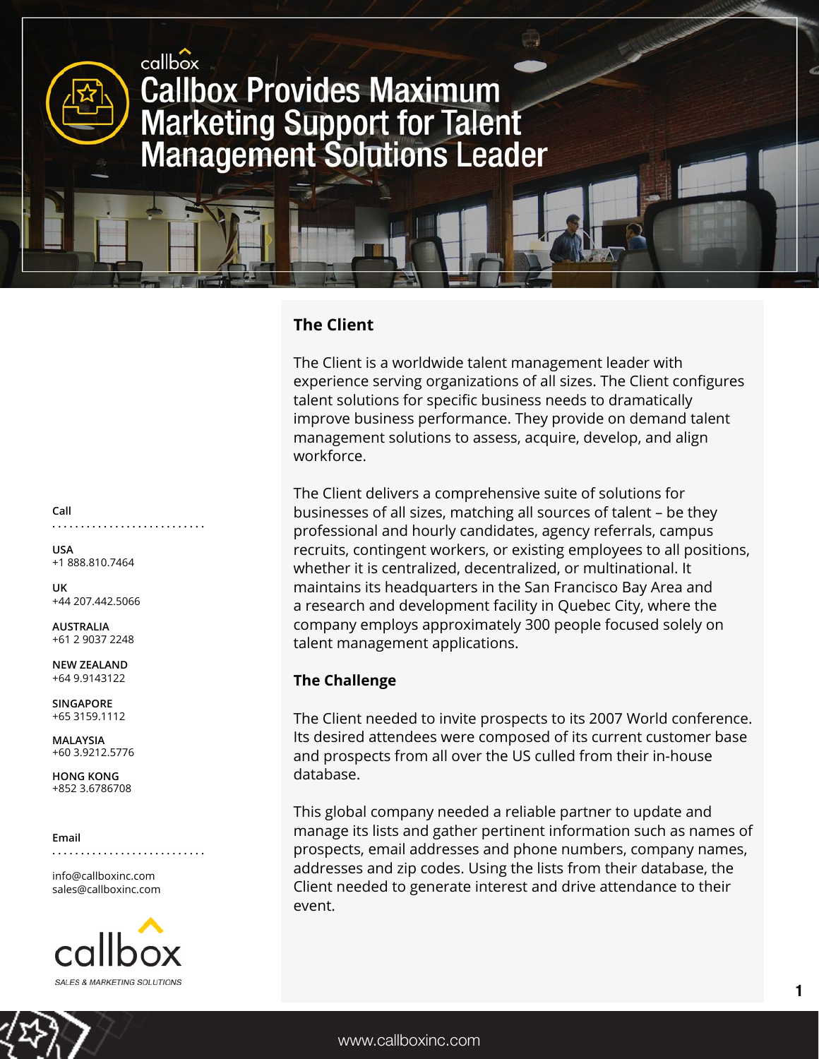callbox

# Callbox Provides Maximum Marketing Support for Talent Management Solutions Leader

## The Client

The Client is a worldwide talent management leader with experience serving organizations of all sizes. The Client configures talent solutions for specific business needs to dramatically improve business performance. They provide on demand talent management solutions to assess, acquire, develop, and align workforce.

The Client delivers a comprehensive suite of solutions for businesses of all sizes, matching all sources of talent – be they professional and hourly candidates, agency referrals, campus recruits, contingent workers, or existing employees to all positions, whether it is centralized, decentralized, or multinational. It maintains its headquarters in the San Francisco Bay Area and a research and development facility in Quebec City, where the company employs approximately 300 people focused solely on talent management applications.

## The Challenge

The Client needed to invite prospects to its 2007 World conference. Its desired attendees were composed of its current customer base and prospects from all over the US culled from their in-house database.

This global company needed a reliable partner to update and manage its lists and gather pertinent information such as names of prospects, email addresses and phone numbers, company names, addresses and zip codes. Using the lists from their database, the Client needed to generate interest and drive attendance to their event.

**Call**

**USA**
+1 888.810.7464

**UK**
+44 207.442.5066

**AUSTRALIA**
+61 2 9037 2248

**NEW ZEALAND**
+64 9.9143122

**SINGAPORE**
+65 3159.1112

**MALAYSIA**
+60 3.9212.5776

**HONG KONG**
+852 3.6786708

**Email**

info@callboxinc.com
sales@callboxinc.com

callbox
SALES & MARKETING SOLUTIONS

www.callboxinc.com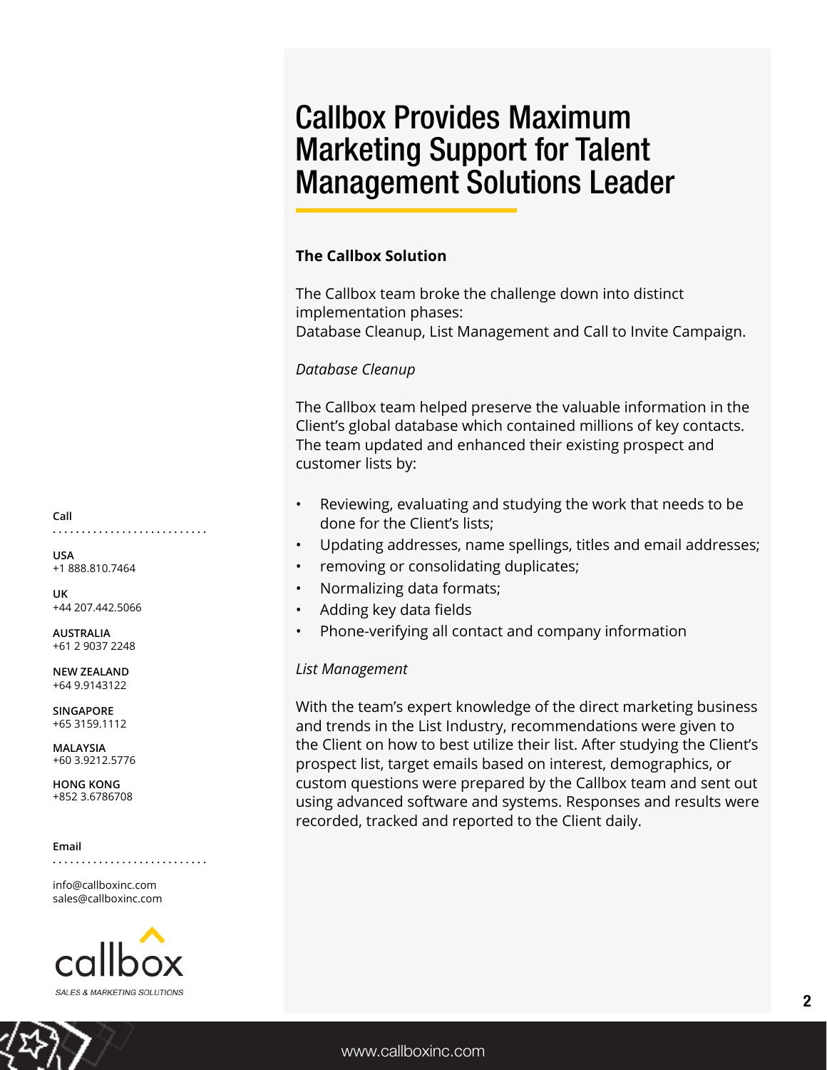# Callbox Provides Maximum Marketing Support for Talent Management Solutions Leader

### The Callbox Solution

The Callbox team broke the challenge down into distinct implementation phases:
Database Cleanup, List Management and Call to Invite Campaign.

*Database Cleanup*

The Callbox team helped preserve the valuable information in the Client's global database which contained millions of key contacts. The team updated and enhanced their existing prospect and customer lists by:

- Reviewing, evaluating and studying the work that needs to be done for the Client's lists;
- Updating addresses, name spellings, titles and email addresses;
- removing or consolidating duplicates;
- Normalizing data formats;
- Adding key data fields
- Phone-verifying all contact and company information

*List Management*

With the team's expert knowledge of the direct marketing business and trends in the List Industry, recommendations were given to the Client on how to best utilize their list. After studying the Client's prospect list, target emails based on interest, demographics, or custom questions were prepared by the Callbox team and sent out using advanced software and systems. Responses and results were recorded, tracked and reported to the Client daily.

**Call**

**USA**
+1 888.810.7464

**UK**
+44 207.442.5066

**AUSTRALIA**
+61 2 9037 2248

**NEW ZEALAND**
+64 9.9143122

**SINGAPORE**
+65 3159.1112

**MALAYSIA**
+60 3.9212.5776

**HONG KONG**
+852 3.6786708

**Email**

info@callboxinc.com
sales@callboxinc.com

callbox
SALES & MARKETING SOLUTIONS

www.callboxinc.com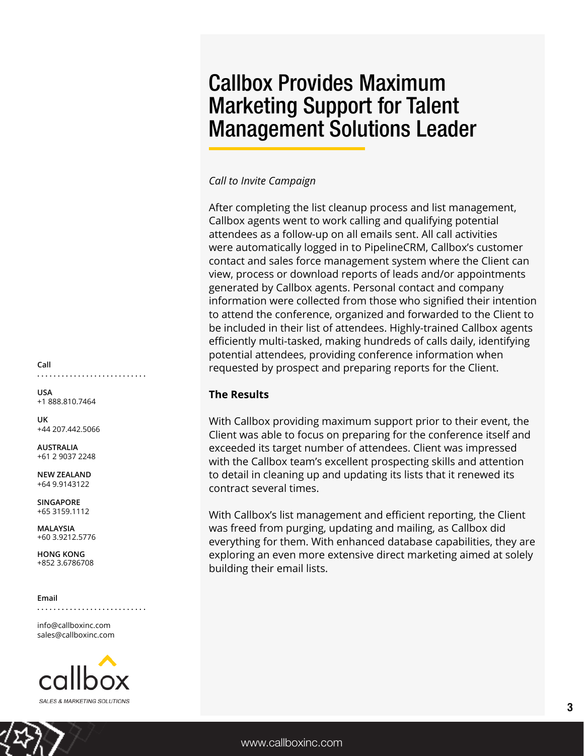# Callbox Provides Maximum Marketing Support for Talent Management Solutions Leader

*Call to Invite Campaign*

After completing the list cleanup process and list management, Callbox agents went to work calling and qualifying potential attendees as a follow-up on all emails sent. All call activities were automatically logged in to PipelineCRM, Callbox's customer contact and sales force management system where the Client can view, process or download reports of leads and/or appointments generated by Callbox agents. Personal contact and company information were collected from those who signified their intention to attend the conference, organized and forwarded to the Client to be included in their list of attendees. Highly-trained Callbox agents efficiently multi-tasked, making hundreds of calls daily, identifying potential attendees, providing conference information when requested by prospect and preparing reports for the Client.

**The Results**

With Callbox providing maximum support prior to their event, the Client was able to focus on preparing for the conference itself and exceeded its target number of attendees. Client was impressed with the Callbox team's excellent prospecting skills and attention to detail in cleaning up and updating its lists that it renewed its contract several times.

With Callbox's list management and efficient reporting, the Client was freed from purging, updating and mailing, as Callbox did everything for them. With enhanced database capabilities, they are exploring an even more extensive direct marketing aimed at solely building their email lists.

**Call**

**USA**
+1 888.810.7464

**UK**
+44 207.442.5066

**AUSTRALIA**
+61 2 9037 2248

**NEW ZEALAND**
+64 9.9143122

**SINGAPORE**
+65 3159.1112

**MALAYSIA**
+60 3.9212.5776

**HONG KONG**
+852 3.6786708

**Email**

info@callboxinc.com
sales@callboxinc.com

callbox
SALES & MARKETING SOLUTIONS

www.callboxinc.com